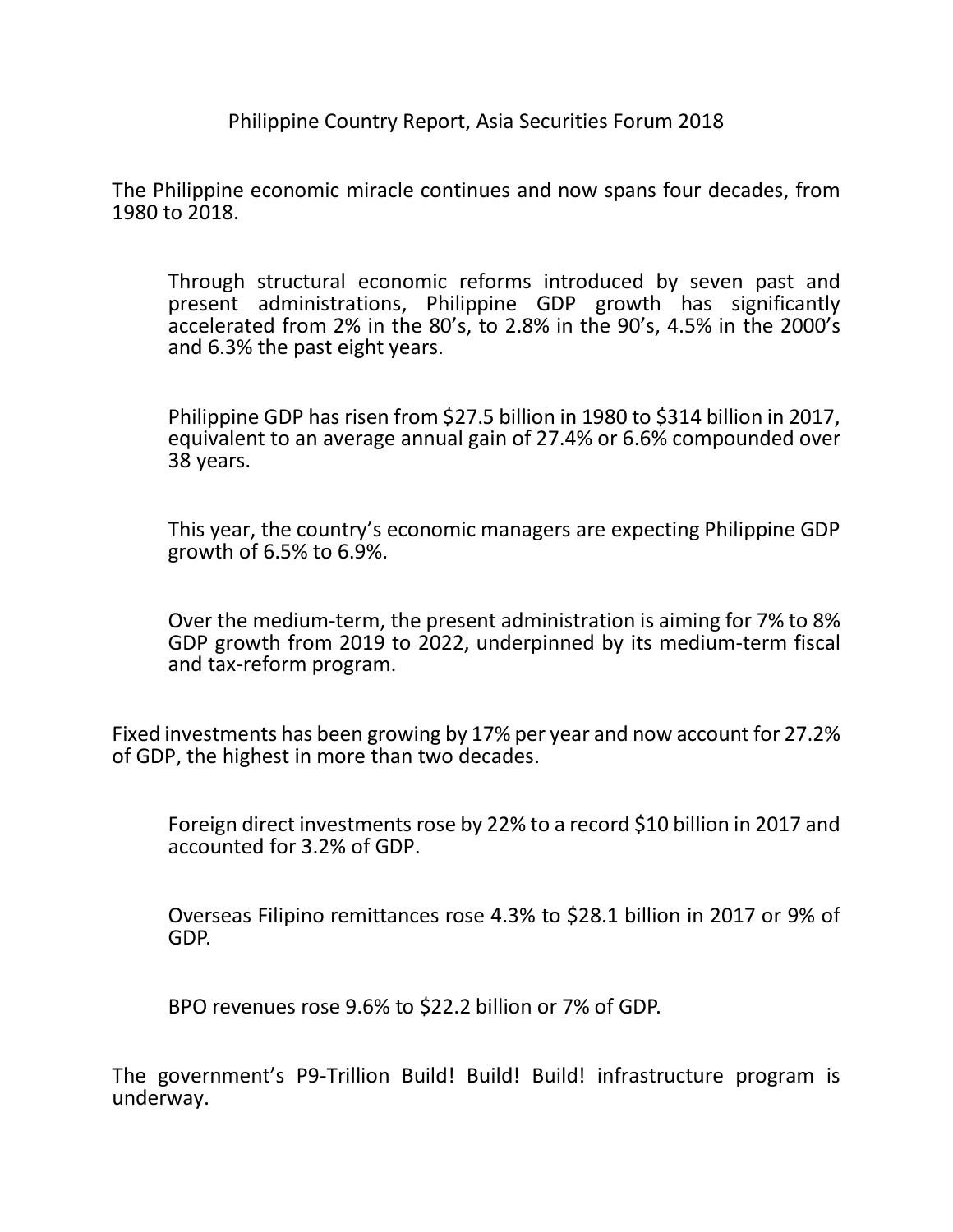# Philippine Country Report, Asia Securities Forum 2018

The Philippine economic miracle continues and now spans four decades, from 1980 to 2018.

> Through structural economic reforms introduced by seven past and present administrations, Philippine GDP growth has significantly accelerated from 2% in the 80's, to 2.8% in the 90's, 4.5% in the 2000's and 6.3% the past eight years.
>
> Philippine GDP has risen from $27.5 billion in 1980 to $314 billion in 2017, equivalent to an average annual gain of 27.4% or 6.6% compounded over 38 years.
>
> This year, the country's economic managers are expecting Philippine GDP growth of 6.5% to 6.9%.
>
> Over the medium-term, the present administration is aiming for 7% to 8% GDP growth from 2019 to 2022, underpinned by its medium-term fiscal and tax-reform program.

Fixed investments has been growing by 17% per year and now account for 27.2% of GDP, the highest in more than two decades.

> Foreign direct investments rose by 22% to a record $10 billion in 2017 and accounted for 3.2% of GDP.
>
> Overseas Filipino remittances rose 4.3% to $28.1 billion in 2017 or 9% of GDP.
>
> BPO revenues rose 9.6% to $22.2 billion or 7% of GDP.

The government's P9-Trillion Build! Build! Build! infrastructure program is underway.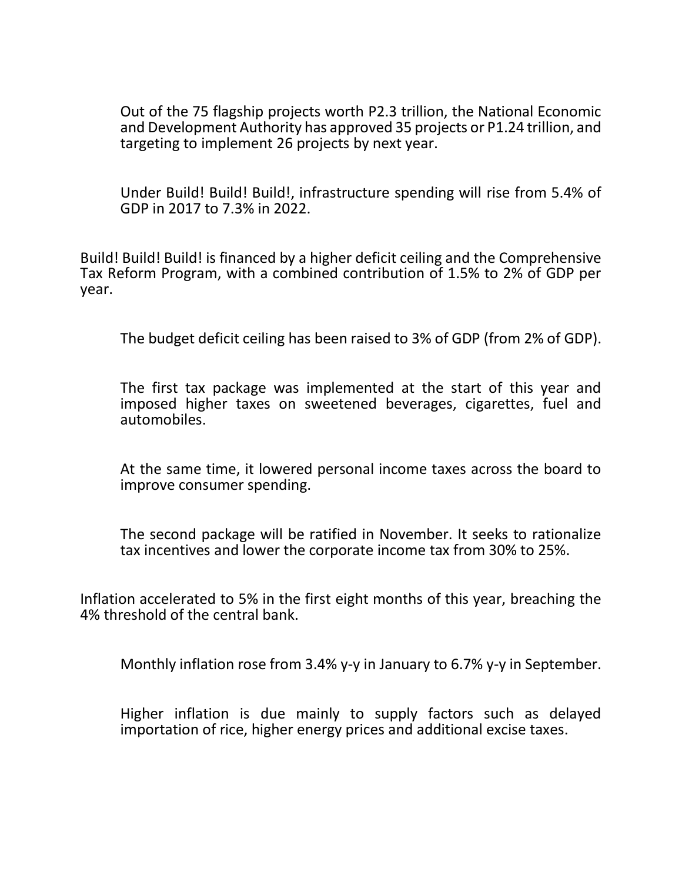- Out of the 75 flagship projects worth P2.3 trillion, the National Economic and Development Authority has approved 35 projects or P1.24 trillion, and targeting to implement 26 projects by next year.
- Under Build! Build! Build!, infrastructure spending will rise from 5.4% of GDP in 2017 to 7.3% in 2022.

Build! Build! Build! is financed by a higher deficit ceiling and the Comprehensive Tax Reform Program, with a combined contribution of 1.5% to 2% of GDP per year.

- The budget deficit ceiling has been raised to 3% of GDP (from 2% of GDP).
- The first tax package was implemented at the start of this year and imposed higher taxes on sweetened beverages, cigarettes, fuel and automobiles.
- At the same time, it lowered personal income taxes across the board to improve consumer spending.
- The second package will be ratified in November. It seeks to rationalize tax incentives and lower the corporate income tax from 30% to 25%.

Inflation accelerated to 5% in the first eight months of this year, breaching the 4% threshold of the central bank.

- Monthly inflation rose from 3.4% y-y in January to 6.7% y-y in September.
- Higher inflation is due mainly to supply factors such as delayed importation of rice, higher energy prices and additional excise taxes.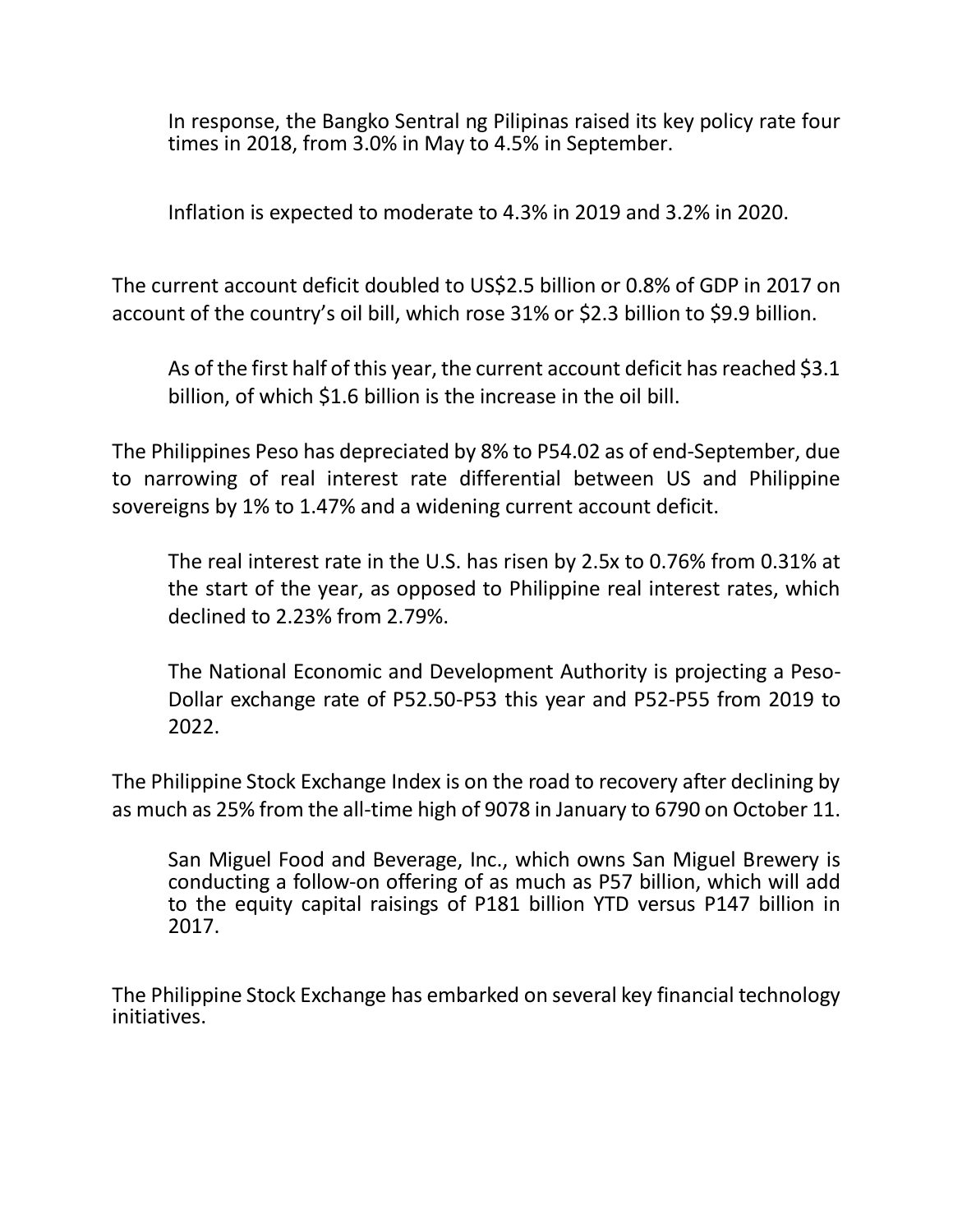In response, the Bangko Sentral ng Pilipinas raised its key policy rate four times in 2018, from 3.0% in May to 4.5% in September.

Inflation is expected to moderate to 4.3% in 2019 and 3.2% in 2020.

The current account deficit doubled to US$2.5 billion or 0.8% of GDP in 2017 on account of the country's oil bill, which rose 31% or $2.3 billion to $9.9 billion.

As of the first half of this year, the current account deficit has reached $3.1 billion, of which $1.6 billion is the increase in the oil bill.

The Philippines Peso has depreciated by 8% to P54.02 as of end-September, due to narrowing of real interest rate differential between US and Philippine sovereigns by 1% to 1.47% and a widening current account deficit.

The real interest rate in the U.S. has risen by 2.5x to 0.76% from 0.31% at the start of the year, as opposed to Philippine real interest rates, which declined to 2.23% from 2.79%.

The National Economic and Development Authority is projecting a Peso-Dollar exchange rate of P52.50-P53 this year and P52-P55 from 2019 to 2022.

The Philippine Stock Exchange Index is on the road to recovery after declining by as much as 25% from the all-time high of 9078 in January to 6790 on October 11.

San Miguel Food and Beverage, Inc., which owns San Miguel Brewery is conducting a follow-on offering of as much as P57 billion, which will add to the equity capital raisings of P181 billion YTD versus P147 billion in 2017.

The Philippine Stock Exchange has embarked on several key financial technology initiatives.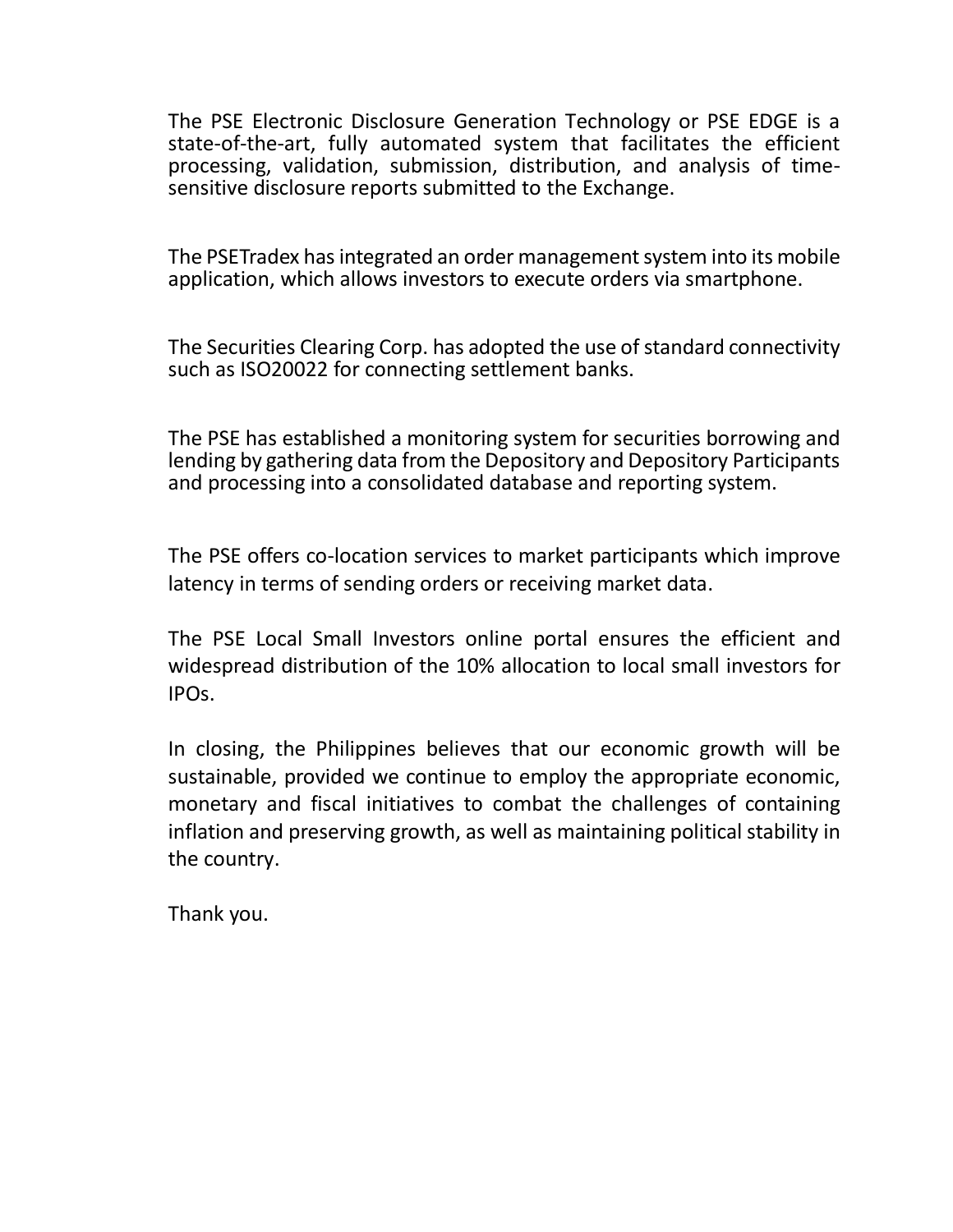The PSE Electronic Disclosure Generation Technology or PSE EDGE is a state-of-the-art, fully automated system that facilitates the efficient processing, validation, submission, distribution, and analysis of time-sensitive disclosure reports submitted to the Exchange.

The PSETradex has integrated an order management system into its mobile application, which allows investors to execute orders via smartphone.

The Securities Clearing Corp. has adopted the use of standard connectivity such as ISO20022 for connecting settlement banks.

The PSE has established a monitoring system for securities borrowing and lending by gathering data from the Depository and Depository Participants and processing into a consolidated database and reporting system.

The PSE offers co-location services to market participants which improve latency in terms of sending orders or receiving market data.

The PSE Local Small Investors online portal ensures the efficient and widespread distribution of the 10% allocation to local small investors for IPOs.

In closing, the Philippines believes that our economic growth will be sustainable, provided we continue to employ the appropriate economic, monetary and fiscal initiatives to combat the challenges of containing inflation and preserving growth, as well as maintaining political stability in the country.

Thank you.